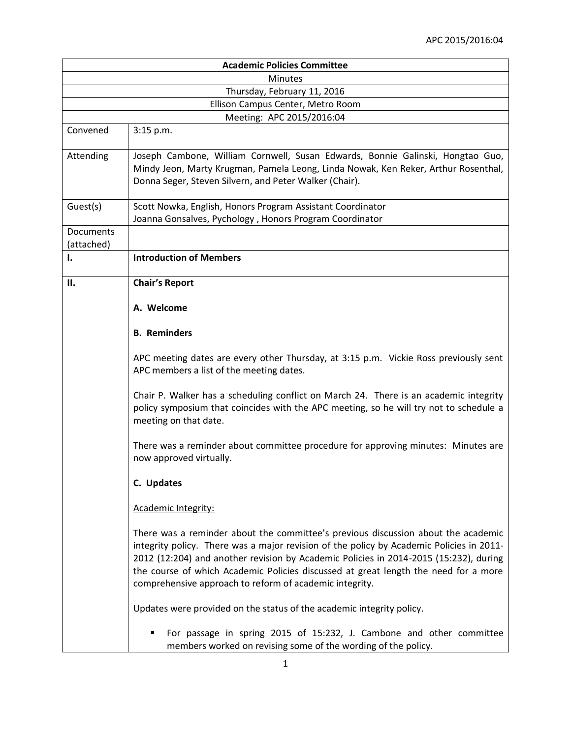# Academic Policies Committee

Minutes

Thursday, February 11, 2016

Ellison Campus Center, Metro Room

Meeting: APC 2015/2016:04

| | |
|---|---|
| Convened | 3:15 p.m. |
| Attending | Joseph Cambone, William Cornwell, Susan Edwards, Bonnie Galinski, Hongtao Guo, Mindy Jeon, Marty Krugman, Pamela Leong, Linda Nowak, Ken Reker, Arthur Rosenthal, Donna Seger, Steven Silvern, and Peter Walker (Chair). |
| Guest(s) | Scott Nowka, English, Honors Program Assistant Coordinator<br>Joanna Gonsalves, Pychology , Honors Program Coordinator |
| Documents (attached) | |

## I. Introduction of Members

## II. Chair's Report

### A. Welcome

### B. Reminders

APC meeting dates are every other Thursday, at 3:15 p.m. Vickie Ross previously sent APC members a list of the meeting dates.

Chair P. Walker has a scheduling conflict on March 24. There is an academic integrity policy symposium that coincides with the APC meeting, so he will try not to schedule a meeting on that date.

There was a reminder about committee procedure for approving minutes: Minutes are now approved virtually.

### C. Updates

Academic Integrity:

There was a reminder about the committee's previous discussion about the academic integrity policy. There was a major revision of the policy by Academic Policies in 2011-2012 (12:204) and another revision by Academic Policies in 2014-2015 (15:232), during the course of which Academic Policies discussed at great length the need for a more comprehensive approach to reform of academic integrity.

Updates were provided on the status of the academic integrity policy.

- For passage in spring 2015 of 15:232, J. Cambone and other committee members worked on revising some of the wording of the policy.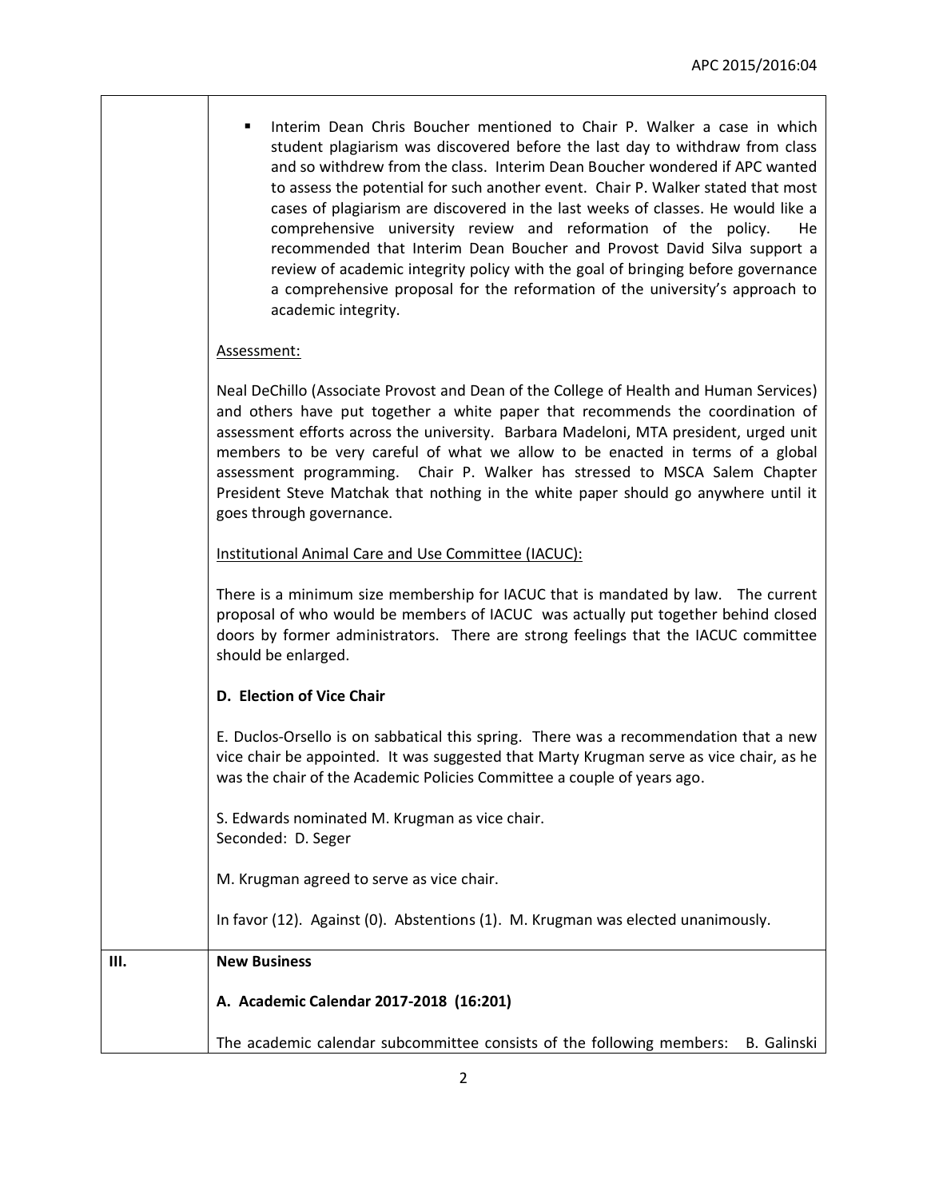|  |  |
|---|---|
|  | ▪ Interim Dean Chris Boucher mentioned to Chair P. Walker a case in which student plagiarism was discovered before the last day to withdraw from class and so withdrew from the class. Interim Dean Boucher wondered if APC wanted to assess the potential for such another event. Chair P. Walker stated that most cases of plagiarism are discovered in the last weeks of classes. He would like a comprehensive university review and reformation of the policy. He recommended that Interim Dean Boucher and Provost David Silva support a review of academic integrity policy with the goal of bringing before governance a comprehensive proposal for the reformation of the university's approach to academic integrity.<br><br>Assessment:<br><br>Neal DeChillo (Associate Provost and Dean of the College of Health and Human Services) and others have put together a white paper that recommends the coordination of assessment efforts across the university. Barbara Madeloni, MTA president, urged unit members to be very careful of what we allow to be enacted in terms of a global assessment programming. Chair P. Walker has stressed to MSCA Salem Chapter President Steve Matchak that nothing in the white paper should go anywhere until it goes through governance.<br><br>Institutional Animal Care and Use Committee (IACUC):<br><br>There is a minimum size membership for IACUC that is mandated by law. The current proposal of who would be members of IACUC was actually put together behind closed doors by former administrators. There are strong feelings that the IACUC committee should be enlarged.<br><br>**D. Election of Vice Chair**<br><br>E. Duclos-Orsello is on sabbatical this spring. There was a recommendation that a new vice chair be appointed. It was suggested that Marty Krugman serve as vice chair, as he was the chair of the Academic Policies Committee a couple of years ago.<br><br>S. Edwards nominated M. Krugman as vice chair.<br>Seconded: D. Seger<br><br>M. Krugman agreed to serve as vice chair.<br><br>In favor (12). Against (0). Abstentions (1). M. Krugman was elected unanimously. |
| **III.** | **New Business**<br><br>**A. Academic Calendar 2017-2018 (16:201)**<br><br>The academic calendar subcommittee consists of the following members: B. Galinski |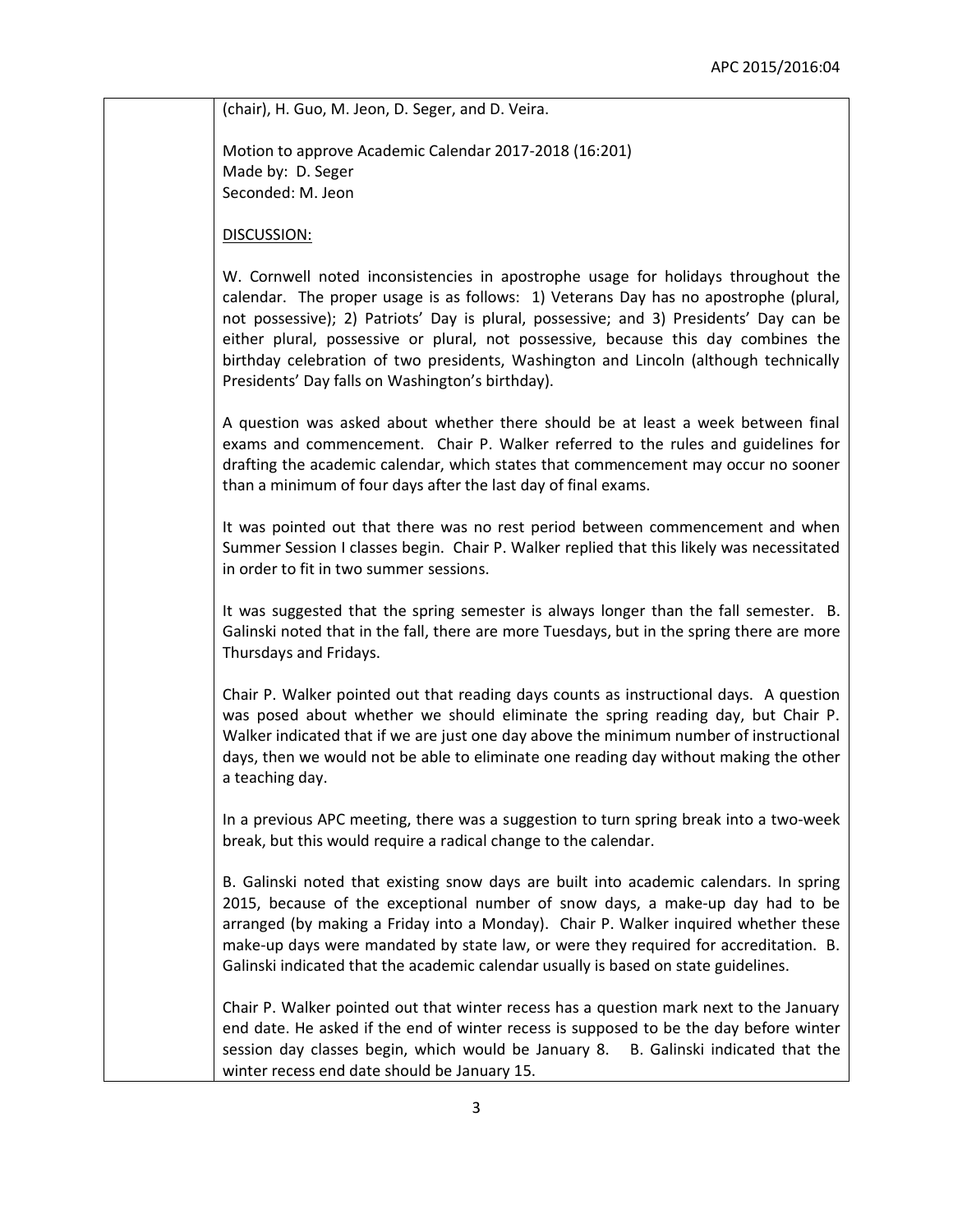(chair), H. Guo, M. Jeon, D. Seger, and D. Veira.

Motion to approve Academic Calendar 2017-2018 (16:201)
Made by: D. Seger
Seconded: M. Jeon

DISCUSSION:

W. Cornwell noted inconsistencies in apostrophe usage for holidays throughout the calendar. The proper usage is as follows: 1) Veterans Day has no apostrophe (plural, not possessive); 2) Patriots' Day is plural, possessive; and 3) Presidents' Day can be either plural, possessive or plural, not possessive, because this day combines the birthday celebration of two presidents, Washington and Lincoln (although technically Presidents' Day falls on Washington's birthday).

A question was asked about whether there should be at least a week between final exams and commencement. Chair P. Walker referred to the rules and guidelines for drafting the academic calendar, which states that commencement may occur no sooner than a minimum of four days after the last day of final exams.

It was pointed out that there was no rest period between commencement and when Summer Session I classes begin. Chair P. Walker replied that this likely was necessitated in order to fit in two summer sessions.

It was suggested that the spring semester is always longer than the fall semester. B. Galinski noted that in the fall, there are more Tuesdays, but in the spring there are more Thursdays and Fridays.

Chair P. Walker pointed out that reading days counts as instructional days. A question was posed about whether we should eliminate the spring reading day, but Chair P. Walker indicated that if we are just one day above the minimum number of instructional days, then we would not be able to eliminate one reading day without making the other a teaching day.

In a previous APC meeting, there was a suggestion to turn spring break into a two-week break, but this would require a radical change to the calendar.

B. Galinski noted that existing snow days are built into academic calendars. In spring 2015, because of the exceptional number of snow days, a make-up day had to be arranged (by making a Friday into a Monday). Chair P. Walker inquired whether these make-up days were mandated by state law, or were they required for accreditation. B. Galinski indicated that the academic calendar usually is based on state guidelines.

Chair P. Walker pointed out that winter recess has a question mark next to the January end date. He asked if the end of winter recess is supposed to be the day before winter session day classes begin, which would be January 8. B. Galinski indicated that the winter recess end date should be January 15.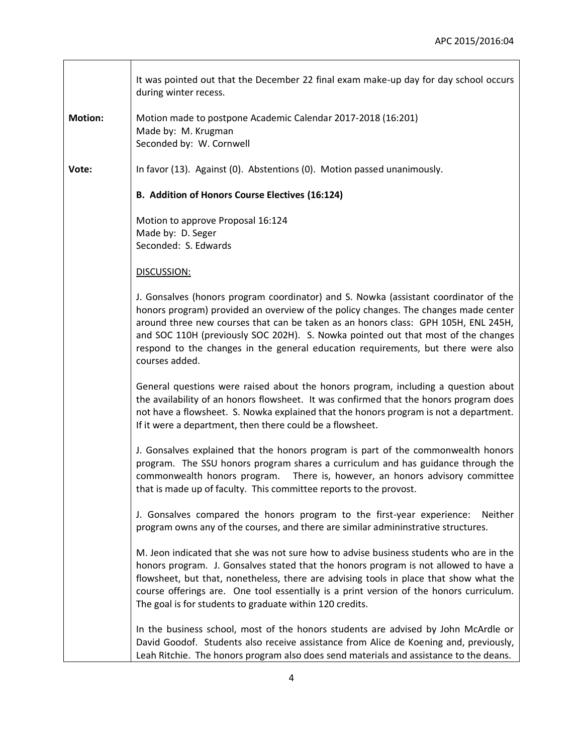| | |
|---|---|
| | It was pointed out that the December 22 final exam make-up day for day school occurs during winter recess. |
| **Motion:** | Motion made to postpone Academic Calendar 2017-2018 (16:201)<br>Made by: M. Krugman<br>Seconded by: W. Cornwell |
| **Vote:** | In favor (13). Against (0). Abstentions (0). Motion passed unanimously. |
| | **B. Addition of Honors Course Electives (16:124)**<br><br>Motion to approve Proposal 16:124<br>Made by: D. Seger<br>Seconded: S. Edwards<br><br><u>DISCUSSION:</u><br><br>J. Gonsalves (honors program coordinator) and S. Nowka (assistant coordinator of the honors program) provided an overview of the policy changes. The changes made center around three new courses that can be taken as an honors class: GPH 105H, ENL 245H, and SOC 110H (previously SOC 202H). S. Nowka pointed out that most of the changes respond to the changes in the general education requirements, but there were also courses added.<br><br>General questions were raised about the honors program, including a question about the availability of an honors flowsheet. It was confirmed that the honors program does not have a flowsheet. S. Nowka explained that the honors program is not a department. If it were a department, then there could be a flowsheet.<br><br>J. Gonsalves explained that the honors program is part of the commonwealth honors program. The SSU honors program shares a curriculum and has guidance through the commonwealth honors program. There is, however, an honors advisory committee that is made up of faculty. This committee reports to the provost.<br><br>J. Gonsalves compared the honors program to the first-year experience: Neither program owns any of the courses, and there are similar admininstrative structures.<br><br>M. Jeon indicated that she was not sure how to advise business students who are in the honors program. J. Gonsalves stated that the honors program is not allowed to have a flowsheet, but that, nonetheless, there are advising tools in place that show what the course offerings are. One tool essentially is a print version of the honors curriculum. The goal is for students to graduate within 120 credits.<br><br>In the business school, most of the honors students are advised by John McArdle or David Goodof. Students also receive assistance from Alice de Koening and, previously, Leah Ritchie. The honors program also does send materials and assistance to the deans. |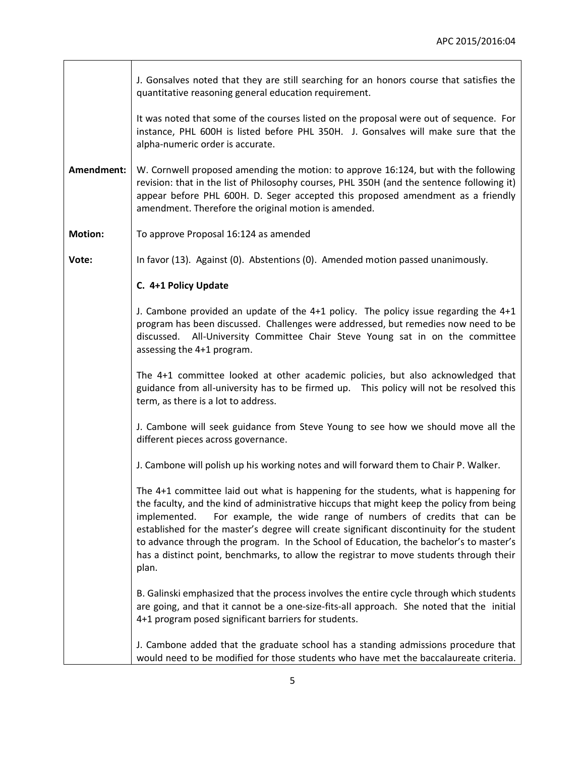| | |
|---|---|
| | J. Gonsalves noted that they are still searching for an honors course that satisfies the quantitative reasoning general education requirement.<br><br>It was noted that some of the courses listed on the proposal were out of sequence. For instance, PHL 600H is listed before PHL 350H. J. Gonsalves will make sure that the alpha-numeric order is accurate. |
| **Amendment:** | W. Cornwell proposed amending the motion: to approve 16:124, but with the following revision: that in the list of Philosophy courses, PHL 350H (and the sentence following it) appear before PHL 600H. D. Seger accepted this proposed amendment as a friendly amendment. Therefore the original motion is amended. |
| **Motion:** | To approve Proposal 16:124 as amended |
| **Vote:** | In favor (13). Against (0). Abstentions (0). Amended motion passed unanimously.<br><br>**C. 4+1 Policy Update**<br><br>J. Cambone provided an update of the 4+1 policy. The policy issue regarding the 4+1 program has been discussed. Challenges were addressed, but remedies now need to be discussed. All-University Committee Chair Steve Young sat in on the committee assessing the 4+1 program.<br><br>The 4+1 committee looked at other academic policies, but also acknowledged that guidance from all-university has to be firmed up. This policy will not be resolved this term, as there is a lot to address.<br><br>J. Cambone will seek guidance from Steve Young to see how we should move all the different pieces across governance.<br><br>J. Cambone will polish up his working notes and will forward them to Chair P. Walker.<br><br>The 4+1 committee laid out what is happening for the students, what is happening for the faculty, and the kind of administrative hiccups that might keep the policy from being implemented. For example, the wide range of numbers of credits that can be established for the master's degree will create significant discontinuity for the student to advance through the program. In the School of Education, the bachelor's to master's has a distinct point, benchmarks, to allow the registrar to move students through their plan.<br><br>B. Galinski emphasized that the process involves the entire cycle through which students are going, and that it cannot be a one-size-fits-all approach. She noted that the initial 4+1 program posed significant barriers for students.<br><br>J. Cambone added that the graduate school has a standing admissions procedure that would need to be modified for those students who have met the baccalaureate criteria. |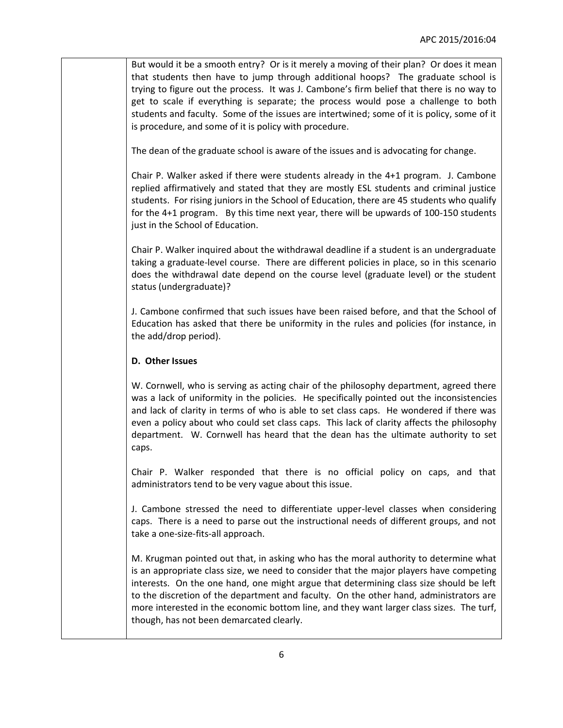But would it be a smooth entry? Or is it merely a moving of their plan? Or does it mean that students then have to jump through additional hoops? The graduate school is trying to figure out the process. It was J. Cambone's firm belief that there is no way to get to scale if everything is separate; the process would pose a challenge to both students and faculty. Some of the issues are intertwined; some of it is policy, some of it is procedure, and some of it is policy with procedure.

The dean of the graduate school is aware of the issues and is advocating for change.

Chair P. Walker asked if there were students already in the 4+1 program. J. Cambone replied affirmatively and stated that they are mostly ESL students and criminal justice students. For rising juniors in the School of Education, there are 45 students who qualify for the 4+1 program. By this time next year, there will be upwards of 100-150 students just in the School of Education.

Chair P. Walker inquired about the withdrawal deadline if a student is an undergraduate taking a graduate-level course. There are different policies in place, so in this scenario does the withdrawal date depend on the course level (graduate level) or the student status (undergraduate)?

J. Cambone confirmed that such issues have been raised before, and that the School of Education has asked that there be uniformity in the rules and policies (for instance, in the add/drop period).

**D. Other Issues**

W. Cornwell, who is serving as acting chair of the philosophy department, agreed there was a lack of uniformity in the policies. He specifically pointed out the inconsistencies and lack of clarity in terms of who is able to set class caps. He wondered if there was even a policy about who could set class caps. This lack of clarity affects the philosophy department. W. Cornwell has heard that the dean has the ultimate authority to set caps.

Chair P. Walker responded that there is no official policy on caps, and that administrators tend to be very vague about this issue.

J. Cambone stressed the need to differentiate upper-level classes when considering caps. There is a need to parse out the instructional needs of different groups, and not take a one-size-fits-all approach.

M. Krugman pointed out that, in asking who has the moral authority to determine what is an appropriate class size, we need to consider that the major players have competing interests. On the one hand, one might argue that determining class size should be left to the discretion of the department and faculty. On the other hand, administrators are more interested in the economic bottom line, and they want larger class sizes. The turf, though, has not been demarcated clearly.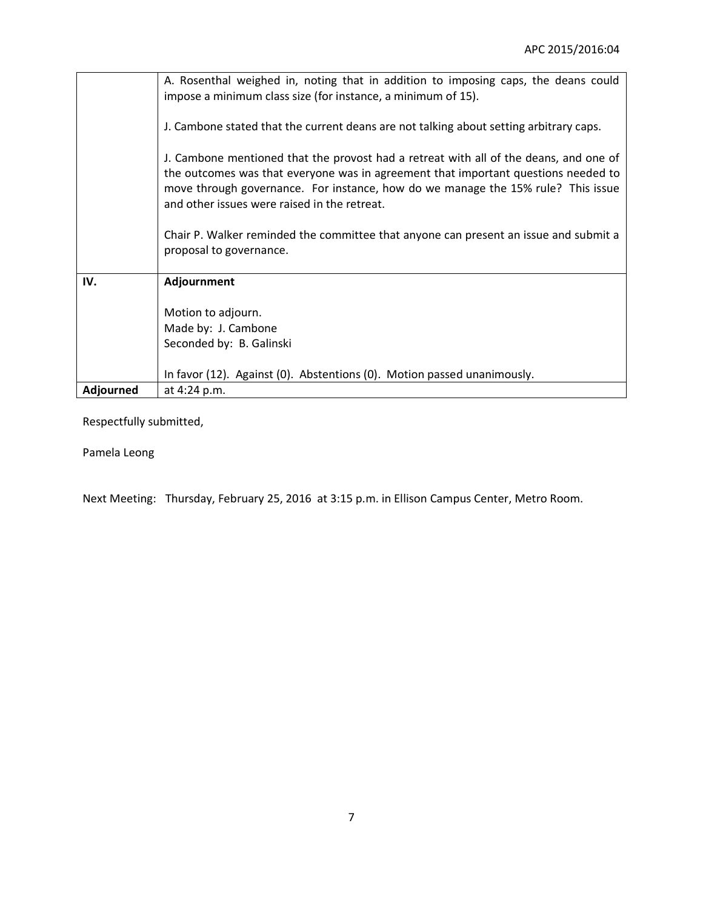| | |
|---|---|
| | A. Rosenthal weighed in, noting that in addition to imposing caps, the deans could impose a minimum class size (for instance, a minimum of 15).<br><br>J. Cambone stated that the current deans are not talking about setting arbitrary caps.<br><br>J. Cambone mentioned that the provost had a retreat with all of the deans, and one of the outcomes was that everyone was in agreement that important questions needed to move through governance. For instance, how do we manage the 15% rule? This issue and other issues were raised in the retreat.<br><br>Chair P. Walker reminded the committee that anyone can present an issue and submit a proposal to governance. |
| **IV.** | **Adjournment**<br><br>Motion to adjourn.<br>Made by: J. Cambone<br>Seconded by: B. Galinski<br><br>In favor (12). Against (0). Abstentions (0). Motion passed unanimously. |
| **Adjourned** | at 4:24 p.m. |

Respectfully submitted,

Pamela Leong

Next Meeting: Thursday, February 25, 2016 at 3:15 p.m. in Ellison Campus Center, Metro Room.